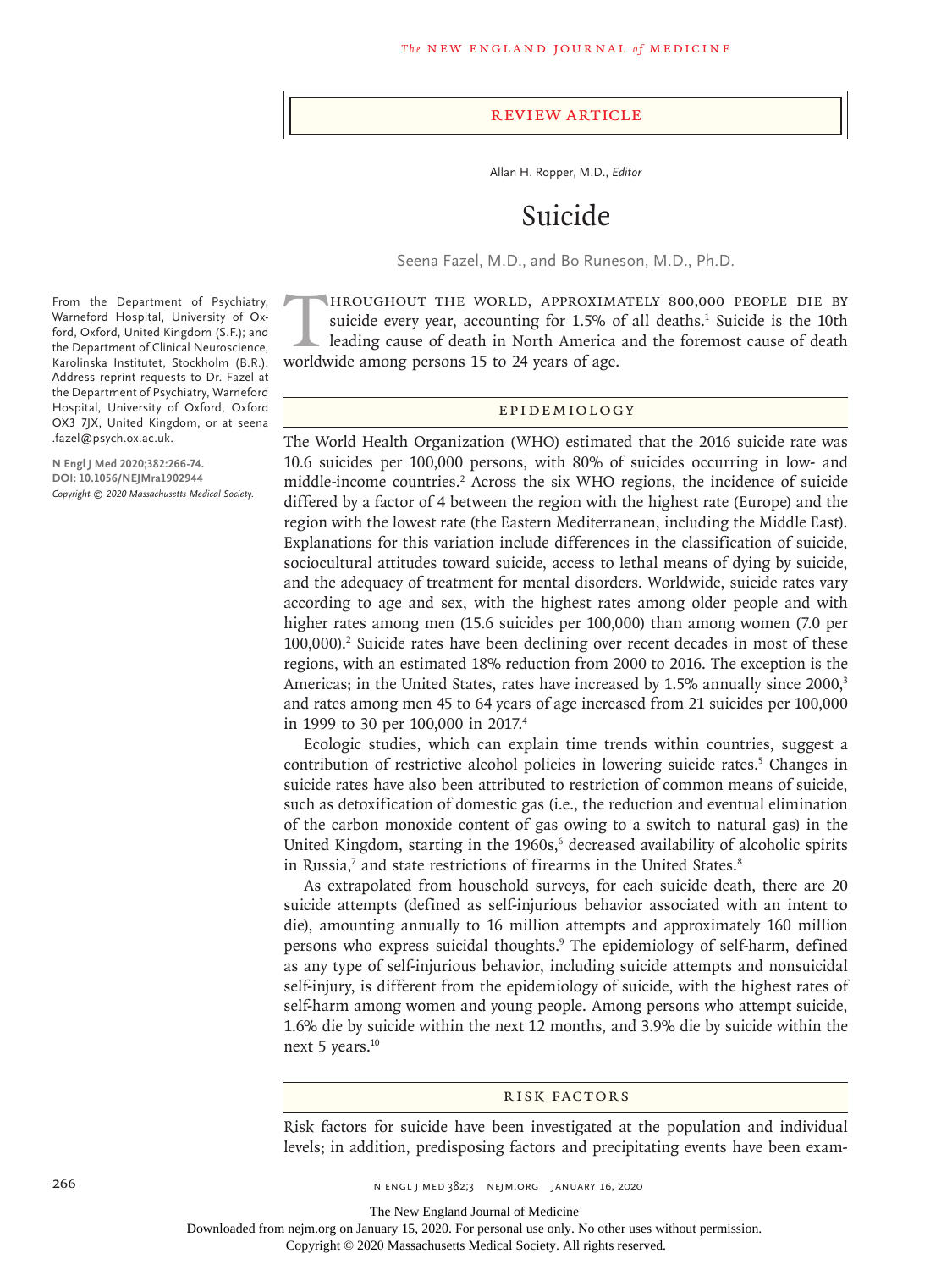## Review Article

Allan H. Ropper, M.D., *Editor*

# Suicide

Seena Fazel, M.D., and Bo Runeson, M.D., Ph.D.

From the Department of Psychiatry, Warneford Hospital, University of Oxford, Oxford, United Kingdom (S.F.); and the Department of Clinical Neuroscience, Karolinska Institutet, Stockholm (B.R.). Address reprint requests to Dr. Fazel at the Department of Psychiatry, Warneford Hospital, University of Oxford, Oxford OX3 7JX, United Kingdom, or at seena.fazel@psych.ox.ac.uk.

**N Engl J Med 2020;382:266-74.**
**DOI: 10.1056/NEJMra1902944**
*Copyright © 2020 Massachusetts Medical Society.*

Throughout the world, approximately 800,000 people die by suicide every year, accounting for 1.5% of all deaths.[1] Suicide is the 10th leading cause of death in North America and the foremost cause of death worldwide among persons 15 to 24 years of age.

## Epidemiology

The World Health Organization (WHO) estimated that the 2016 suicide rate was 10.6 suicides per 100,000 persons, with 80% of suicides occurring in low- and middle-income countries.[2] Across the six WHO regions, the incidence of suicide differed by a factor of 4 between the region with the highest rate (Europe) and the region with the lowest rate (the Eastern Mediterranean, including the Middle East). Explanations for this variation include differences in the classification of suicide, sociocultural attitudes toward suicide, access to lethal means of dying by suicide, and the adequacy of treatment for mental disorders. Worldwide, suicide rates vary according to age and sex, with the highest rates among older people and with higher rates among men (15.6 suicides per 100,000) than among women (7.0 per 100,000).[2] Suicide rates have been declining over recent decades in most of these regions, with an estimated 18% reduction from 2000 to 2016. The exception is the Americas; in the United States, rates have increased by 1.5% annually since 2000,[3] and rates among men 45 to 64 years of age increased from 21 suicides per 100,000 in 1999 to 30 per 100,000 in 2017.[4]

Ecologic studies, which can explain time trends within countries, suggest a contribution of restrictive alcohol policies in lowering suicide rates.[5] Changes in suicide rates have also been attributed to restriction of common means of suicide, such as detoxification of domestic gas (i.e., the reduction and eventual elimination of the carbon monoxide content of gas owing to a switch to natural gas) in the United Kingdom, starting in the 1960s,[6] decreased availability of alcoholic spirits in Russia,[7] and state restrictions of firearms in the United States.[8]

As extrapolated from household surveys, for each suicide death, there are 20 suicide attempts (defined as self-injurious behavior associated with an intent to die), amounting annually to 16 million attempts and approximately 160 million persons who express suicidal thoughts.[9] The epidemiology of self-harm, defined as any type of self-injurious behavior, including suicide attempts and nonsuicidal self-injury, is different from the epidemiology of suicide, with the highest rates of self-harm among women and young people. Among persons who attempt suicide, 1.6% die by suicide within the next 12 months, and 3.9% die by suicide within the next 5 years.[10]

## Risk Factors

Risk factors for suicide have been investigated at the population and individual levels; in addition, predisposing factors and precipitating events have been exam-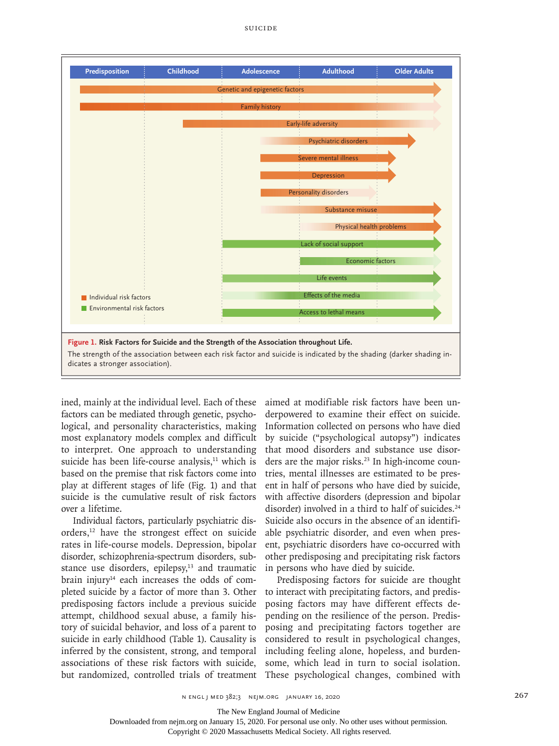**Figure 1. Risk Factors for Suicide and the Strength of the Association throughout Life.**
The strength of the association between each risk factor and suicide is indicated by the shading (darker shading indicates a stronger association).

ined, mainly at the individual level. Each of these factors can be mediated through genetic, psychological, and personality characteristics, making most explanatory models complex and difficult to interpret. One approach to understanding suicide has been life-course analysis,[11] which is based on the premise that risk factors come into play at different stages of life (Fig. 1) and that suicide is the cumulative result of risk factors over a lifetime.

Individual factors, particularly psychiatric disorders,[12] have the strongest effect on suicide rates in life-course models. Depression, bipolar disorder, schizophrenia-spectrum disorders, substance use disorders, epilepsy,[13] and traumatic brain injury[14] each increases the odds of completed suicide by a factor of more than 3. Other predisposing factors include a previous suicide attempt, childhood sexual abuse, a family history of suicidal behavior, and loss of a parent to suicide in early childhood (Table 1). Causality is inferred by the consistent, strong, and temporal associations of these risk factors with suicide, but randomized, controlled trials of treatment aimed at modifiable risk factors have been underpowered to examine their effect on suicide. Information collected on persons who have died by suicide ("psychological autopsy") indicates that mood disorders and substance use disorders are the major risks.[23] In high-income countries, mental illnesses are estimated to be present in half of persons who have died by suicide, with affective disorders (depression and bipolar disorder) involved in a third to half of suicides.[24] Suicide also occurs in the absence of an identifiable psychiatric disorder, and even when present, psychiatric disorders have co-occurred with other predisposing and precipitating risk factors in persons who have died by suicide.

Predisposing factors for suicide are thought to interact with precipitating factors, and predisposing factors may have different effects depending on the resilience of the person. Predisposing and precipitating factors together are considered to result in psychological changes, including feeling alone, hopeless, and burdensome, which lead in turn to social isolation. These psychological changes, combined with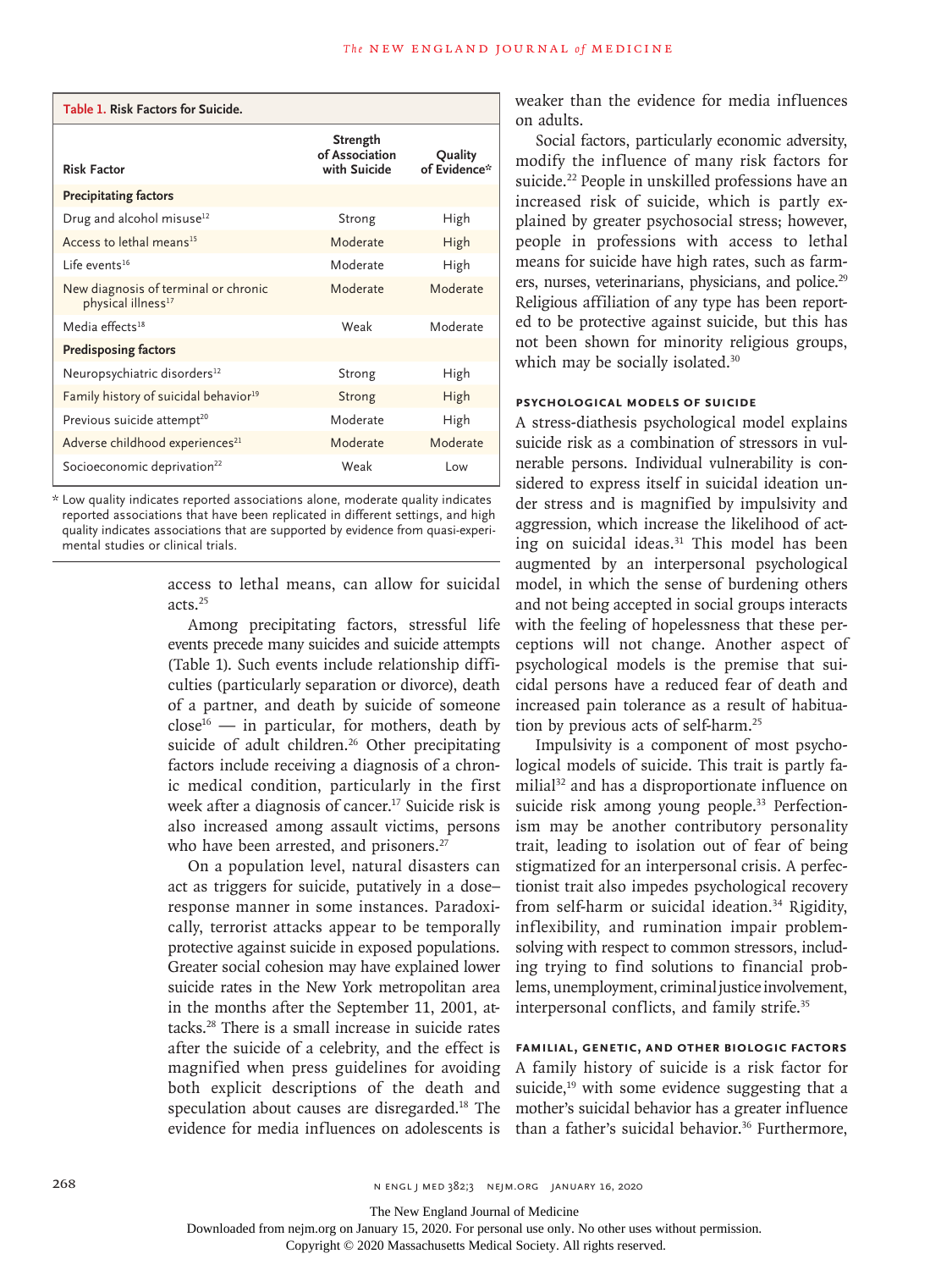**Table 1. Risk Factors for Suicide.**

| Risk Factor | Strength of Association with Suicide | Quality of Evidence* |
|---|---|---|
| **Precipitating factors** | | |
| Drug and alcohol misuse[12] | Strong | High |
| Access to lethal means[15] | Moderate | High |
| Life events[16] | Moderate | High |
| New diagnosis of terminal or chronic physical illness[17] | Moderate | Moderate |
| Media effects[18] | Weak | Moderate |
| **Predisposing factors** | | |
| Neuropsychiatric disorders[12] | Strong | High |
| Family history of suicidal behavior[19] | Strong | High |
| Previous suicide attempt[20] | Moderate | High |
| Adverse childhood experiences[21] | Moderate | Moderate |
| Socioeconomic deprivation[22] | Weak | Low |

\* Low quality indicates reported associations alone, moderate quality indicates reported associations that have been replicated in different settings, and high quality indicates associations that are supported by evidence from quasi-experimental studies or clinical trials.

access to lethal means, can allow for suicidal acts.[25]

Among precipitating factors, stressful life events precede many suicides and suicide attempts (Table 1). Such events include relationship difficulties (particularly separation or divorce), death of a partner, and death by suicide of someone close[16] — in particular, for mothers, death by suicide of adult children.[26] Other precipitating factors include receiving a diagnosis of a chronic medical condition, particularly in the first week after a diagnosis of cancer.[17] Suicide risk is also increased among assault victims, persons who have been arrested, and prisoners.[27]

On a population level, natural disasters can act as triggers for suicide, putatively in a dose–response manner in some instances. Paradoxically, terrorist attacks appear to be temporally protective against suicide in exposed populations. Greater social cohesion may have explained lower suicide rates in the New York metropolitan area in the months after the September 11, 2001, attacks.[28] There is a small increase in suicide rates after the suicide of a celebrity, and the effect is magnified when press guidelines for avoiding both explicit descriptions of the death and speculation about causes are disregarded.[18] The evidence for media influences on adolescents is weaker than the evidence for media influences on adults.

Social factors, particularly economic adversity, modify the influence of many risk factors for suicide.[22] People in unskilled professions have an increased risk of suicide, which is partly explained by greater psychosocial stress; however, people in professions with access to lethal means for suicide have high rates, such as farmers, nurses, veterinarians, physicians, and police.[29] Religious affiliation of any type has been reported to be protective against suicide, but this has not been shown for minority religious groups, which may be socially isolated.[30]

## Psychological Models of Suicide

A stress-diathesis psychological model explains suicide risk as a combination of stressors in vulnerable persons. Individual vulnerability is considered to express itself in suicidal ideation under stress and is magnified by impulsivity and aggression, which increase the likelihood of acting on suicidal ideas.[31] This model has been augmented by an interpersonal psychological model, in which the sense of burdening others and not being accepted in social groups interacts with the feeling of hopelessness that these perceptions will not change. Another aspect of psychological models is the premise that suicidal persons have a reduced fear of death and increased pain tolerance as a result of habituation by previous acts of self-harm.[25]

Impulsivity is a component of most psychological models of suicide. This trait is partly familial[32] and has a disproportionate influence on suicide risk among young people.[33] Perfectionism may be another contributory personality trait, leading to isolation out of fear of being stigmatized for an interpersonal crisis. A perfectionist trait also impedes psychological recovery from self-harm or suicidal ideation.[34] Rigidity, inflexibility, and rumination impair problem-solving with respect to common stressors, including trying to find solutions to financial problems, unemployment, criminal justice involvement, interpersonal conflicts, and family strife.[35]

## Familial, Genetic, and Other Biologic Factors

A family history of suicide is a risk factor for suicide,[19] with some evidence suggesting that a mother's suicidal behavior has a greater influence than a father's suicidal behavior.[36] Furthermore,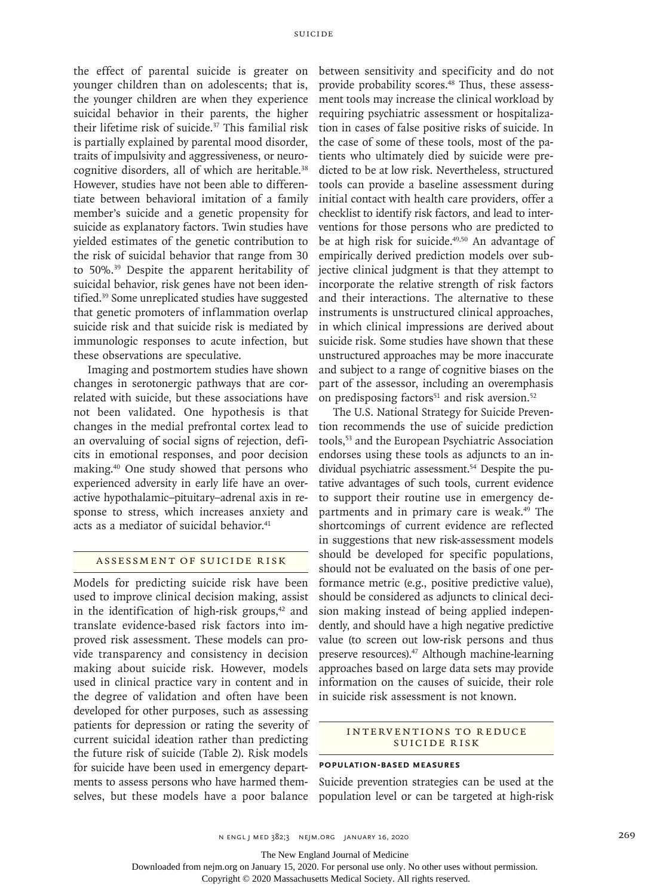the effect of parental suicide is greater on younger children than on adolescents; that is, the younger children are when they experience suicidal behavior in their parents, the higher their lifetime risk of suicide.[37] This familial risk is partially explained by parental mood disorder, traits of impulsivity and aggressiveness, or neurocognitive disorders, all of which are heritable.[38] However, studies have not been able to differentiate between behavioral imitation of a family member's suicide and a genetic propensity for suicide as explanatory factors. Twin studies have yielded estimates of the genetic contribution to the risk of suicidal behavior that range from 30 to 50%.[39] Despite the apparent heritability of suicidal behavior, risk genes have not been identified.[39] Some unreplicated studies have suggested that genetic promoters of inflammation overlap suicide risk and that suicide risk is mediated by immunologic responses to acute infection, but these observations are speculative.

Imaging and postmortem studies have shown changes in serotonergic pathways that are correlated with suicide, but these associations have not been validated. One hypothesis is that changes in the medial prefrontal cortex lead to an overvaluing of social signs of rejection, deficits in emotional responses, and poor decision making.[40] One study showed that persons who experienced adversity in early life have an overactive hypothalamic–pituitary–adrenal axis in response to stress, which increases anxiety and acts as a mediator of suicidal behavior.[41]

## Assessment of Suicide Risk

Models for predicting suicide risk have been used to improve clinical decision making, assist in the identification of high-risk groups,[42] and translate evidence-based risk factors into improved risk assessment. These models can provide transparency and consistency in decision making about suicide risk. However, models used in clinical practice vary in content and in the degree of validation and often have been developed for other purposes, such as assessing patients for depression or rating the severity of current suicidal ideation rather than predicting the future risk of suicide (Table 2). Risk models for suicide have been used in emergency departments to assess persons who have harmed themselves, but these models have a poor balance between sensitivity and specificity and do not provide probability scores.[48] Thus, these assessment tools may increase the clinical workload by requiring psychiatric assessment or hospitalization in cases of false positive risks of suicide. In the case of some of these tools, most of the patients who ultimately died by suicide were predicted to be at low risk. Nevertheless, structured tools can provide a baseline assessment during initial contact with health care providers, offer a checklist to identify risk factors, and lead to interventions for those persons who are predicted to be at high risk for suicide.[49,50] An advantage of empirically derived prediction models over subjective clinical judgment is that they attempt to incorporate the relative strength of risk factors and their interactions. The alternative to these instruments is unstructured clinical approaches, in which clinical impressions are derived about suicide risk. Some studies have shown that these unstructured approaches may be more inaccurate and subject to a range of cognitive biases on the part of the assessor, including an overemphasis on predisposing factors[51] and risk aversion.[52]

The U.S. National Strategy for Suicide Prevention recommends the use of suicide prediction tools,[53] and the European Psychiatric Association endorses using these tools as adjuncts to an individual psychiatric assessment.[54] Despite the putative advantages of such tools, current evidence to support their routine use in emergency departments and in primary care is weak.[49] The shortcomings of current evidence are reflected in suggestions that new risk-assessment models should be developed for specific populations, should not be evaluated on the basis of one performance metric (e.g., positive predictive value), should be considered as adjuncts to clinical decision making instead of being applied independently, and should have a high negative predictive value (to screen out low-risk persons and thus preserve resources).[47] Although machine-learning approaches based on large data sets may provide information on the causes of suicide, their role in suicide risk assessment is not known.

## Interventions to Reduce Suicide Risk

### Population-Based Measures

Suicide prevention strategies can be used at the population level or can be targeted at high-risk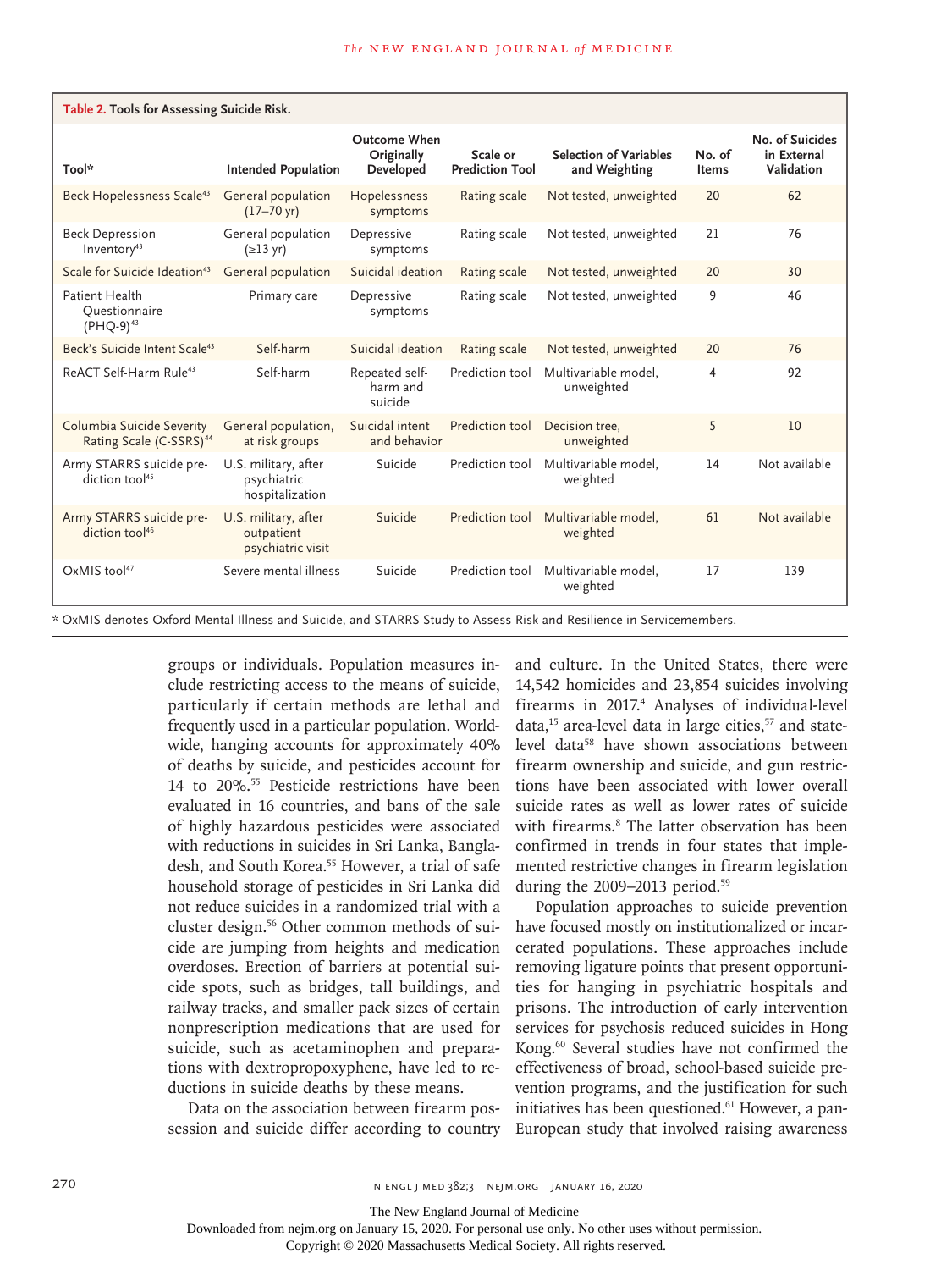**Table 2. Tools for Assessing Suicide Risk.**

| Tool* | Intended Population | Outcome When Originally Developed | Scale or Prediction Tool | Selection of Variables and Weighting | No. of Items | No. of Suicides in External Validation |
|---|---|---|---|---|---|---|
| Beck Hopelessness Scale[43] | General population (17–70 yr) | Hopelessness symptoms | Rating scale | Not tested, unweighted | 20 | 62 |
| Beck Depression Inventory[43] | General population (≥13 yr) | Depressive symptoms | Rating scale | Not tested, unweighted | 21 | 76 |
| Scale for Suicide Ideation[43] | General population | Suicidal ideation | Rating scale | Not tested, unweighted | 20 | 30 |
| Patient Health Questionnaire (PHQ-9)[43] | Primary care | Depressive symptoms | Rating scale | Not tested, unweighted | 9 | 46 |
| Beck's Suicide Intent Scale[43] | Self-harm | Suicidal ideation | Rating scale | Not tested, unweighted | 20 | 76 |
| ReACT Self-Harm Rule[43] | Self-harm | Repeated self-harm and suicide | Prediction tool | Multivariable model, unweighted | 4 | 92 |
| Columbia Suicide Severity Rating Scale (C-SSRS)[44] | General population, at risk groups | Suicidal intent and behavior | Prediction tool | Decision tree, unweighted | 5 | 10 |
| Army STARRS suicide prediction tool[45] | U.S. military, after psychiatric hospitalization | Suicide | Prediction tool | Multivariable model, weighted | 14 | Not available |
| Army STARRS suicide prediction tool[46] | U.S. military, after outpatient psychiatric visit | Suicide | Prediction tool | Multivariable model, weighted | 61 | Not available |
| OxMIS tool[47] | Severe mental illness | Suicide | Prediction tool | Multivariable model, weighted | 17 | 139 |

\* OxMIS denotes Oxford Mental Illness and Suicide, and STARRS Study to Assess Risk and Resilience in Servicemembers.

groups or individuals. Population measures include restricting access to the means of suicide, particularly if certain methods are lethal and frequently used in a particular population. Worldwide, hanging accounts for approximately 40% of deaths by suicide, and pesticides account for 14 to 20%.[55] Pesticide restrictions have been evaluated in 16 countries, and bans of the sale of highly hazardous pesticides were associated with reductions in suicides in Sri Lanka, Bangladesh, and South Korea.[55] However, a trial of safe household storage of pesticides in Sri Lanka did not reduce suicides in a randomized trial with a cluster design.[56] Other common methods of suicide are jumping from heights and medication overdoses. Erection of barriers at potential suicide spots, such as bridges, tall buildings, and railway tracks, and smaller pack sizes of certain nonprescription medications that are used for suicide, such as acetaminophen and preparations with dextropropoxyphene, have led to reductions in suicide deaths by these means.

Data on the association between firearm possession and suicide differ according to country and culture. In the United States, there were 14,542 homicides and 23,854 suicides involving firearms in 2017.[4] Analyses of individual-level data,[15] area-level data in large cities,[57] and state-level data[58] have shown associations between firearm ownership and suicide, and gun restrictions have been associated with lower overall suicide rates as well as lower rates of suicide with firearms.[8] The latter observation has been confirmed in trends in four states that implemented restrictive changes in firearm legislation during the 2009–2013 period.[59]

Population approaches to suicide prevention have focused mostly on institutionalized or incarcerated populations. These approaches include removing ligature points that present opportunities for hanging in psychiatric hospitals and prisons. The introduction of early intervention services for psychosis reduced suicides in Hong Kong.[60] Several studies have not confirmed the effectiveness of broad, school-based suicide prevention programs, and the justification for such initiatives has been questioned.[61] However, a pan-European study that involved raising awareness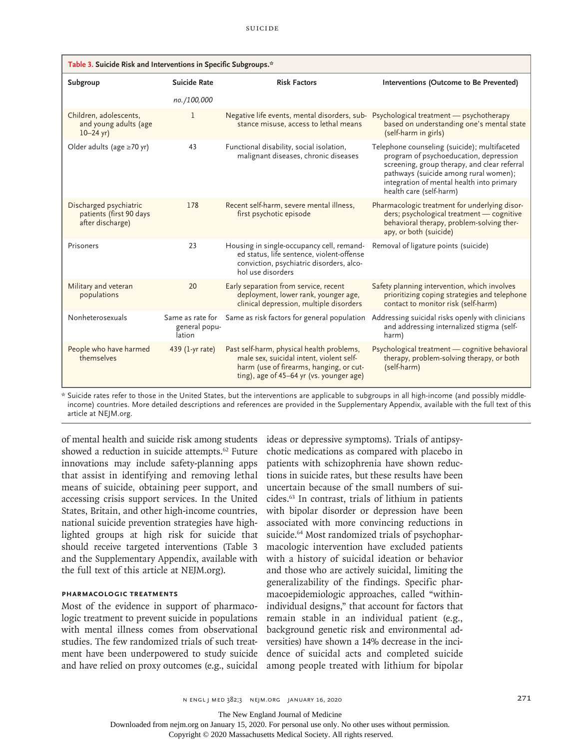**Table 3. Suicide Risk and Interventions in Specific Subgroups.***

| Subgroup | Suicide Rate | Risk Factors | Interventions (Outcome to Be Prevented) |
|---|---|---|---|
| | *no./100,000* | | |
| Children, adolescents, and young adults (age 10–24 yr) | 1 | Negative life events, mental disorders, substance misuse, access to lethal means | Psychological treatment — psychotherapy based on understanding one's mental state (self-harm in girls) |
| Older adults (age ≥70 yr) | 43 | Functional disability, social isolation, malignant diseases, chronic diseases | Telephone counseling (suicide); multifaceted program of psychoeducation, depression screening, group therapy, and clear referral pathways (suicide among rural women); integration of mental health into primary health care (self-harm) |
| Discharged psychiatric patients (first 90 days after discharge) | 178 | Recent self-harm, severe mental illness, first psychotic episode | Pharmacologic treatment for underlying disorders; psychological treatment — cognitive behavioral therapy, problem-solving therapy, or both (suicide) |
| Prisoners | 23 | Housing in single-occupancy cell, remanded status, life sentence, violent-offense conviction, psychiatric disorders, alcohol use disorders | Removal of ligature points (suicide) |
| Military and veteran populations | 20 | Early separation from service, recent deployment, lower rank, younger age, clinical depression, multiple disorders | Safety planning intervention, which involves prioritizing coping strategies and telephone contact to monitor risk (self-harm) |
| Nonheterosexuals | Same as rate for general population | Same as risk factors for general population | Addressing suicidal risks openly with clinicians and addressing internalized stigma (self-harm) |
| People who have harmed themselves | 439 (1-yr rate) | Past self-harm, physical health problems, male sex, suicidal intent, violent self-harm (use of firearms, hanging, or cutting), age of 45–64 yr (vs. younger age) | Psychological treatment — cognitive behavioral therapy, problem-solving therapy, or both (self-harm) |

\* Suicide rates refer to those in the United States, but the interventions are applicable to subgroups in all high-income (and possibly middle-income) countries. More detailed descriptions and references are provided in the Supplementary Appendix, available with the full text of this article at NEJM.org.

of mental health and suicide risk among students showed a reduction in suicide attempts.[62] Future innovations may include safety-planning apps that assist in identifying and removing lethal means of suicide, obtaining peer support, and accessing crisis support services. In the United States, Britain, and other high-income countries, national suicide prevention strategies have highlighted groups at high risk for suicide that should receive targeted interventions (Table 3 and the Supplementary Appendix, available with the full text of this article at NEJM.org).

### Pharmacologic Treatments

Most of the evidence in support of pharmacologic treatment to prevent suicide in populations with mental illness comes from observational studies. The few randomized trials of such treatment have been underpowered to study suicide and have relied on proxy outcomes (e.g., suicidal ideas or depressive symptoms). Trials of antipsychotic medications as compared with placebo in patients with schizophrenia have shown reductions in suicide rates, but these results have been uncertain because of the small numbers of suicides.[63] In contrast, trials of lithium in patients with bipolar disorder or depression have been associated with more convincing reductions in suicide.[64] Most randomized trials of psychopharmacologic intervention have excluded patients with a history of suicidal ideation or behavior and those who are actively suicidal, limiting the generalizability of the findings. Specific pharmacoepidemiologic approaches, called "within-individual designs," that account for factors that remain stable in an individual patient (e.g., background genetic risk and environmental adversities) have shown a 14% decrease in the incidence of suicidal acts and completed suicide among people treated with lithium for bipolar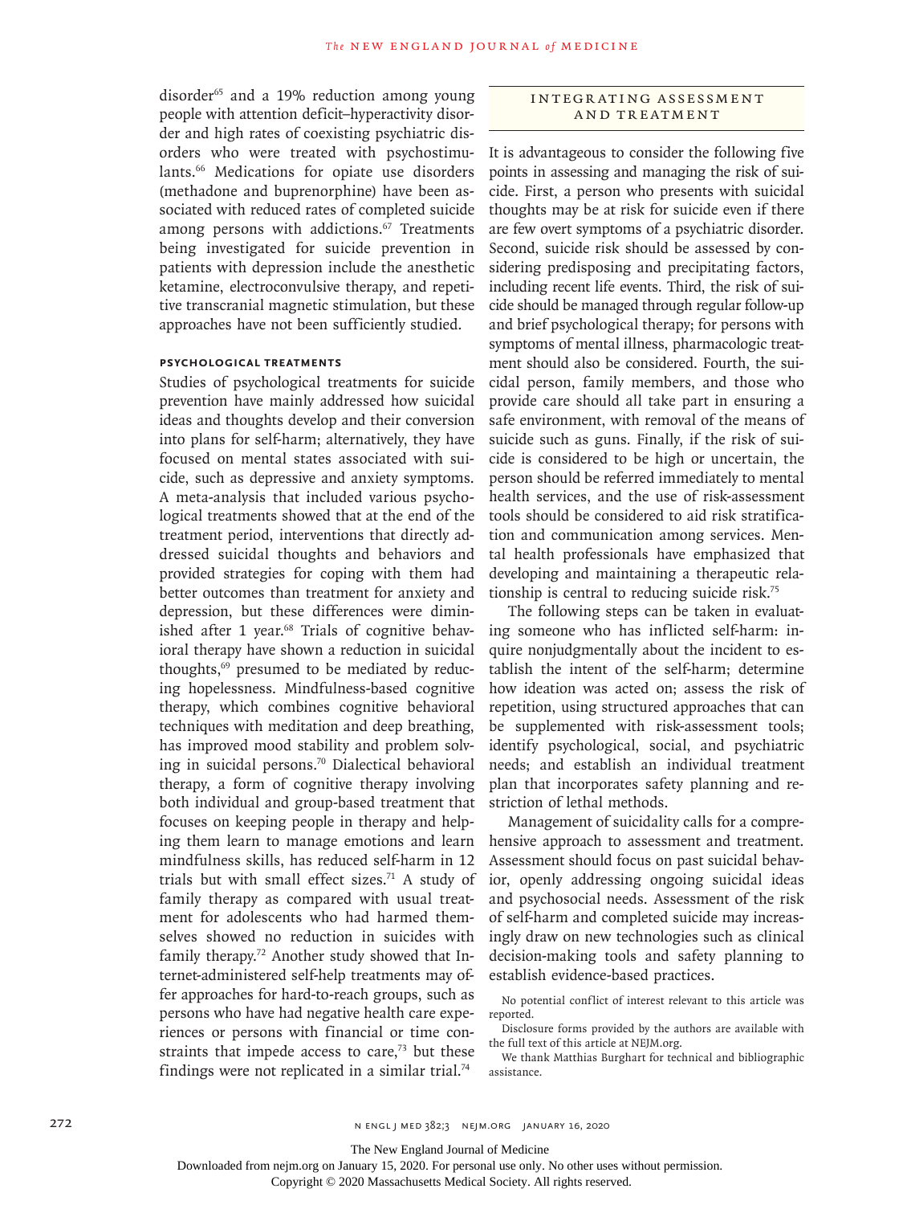disorder[65] and a 19% reduction among young people with attention deficit–hyperactivity disorder and high rates of coexisting psychiatric disorders who were treated with psychostimulants.[66] Medications for opiate use disorders (methadone and buprenorphine) have been associated with reduced rates of completed suicide among persons with addictions.[67] Treatments being investigated for suicide prevention in patients with depression include the anesthetic ketamine, electroconvulsive therapy, and repetitive transcranial magnetic stimulation, but these approaches have not been sufficiently studied.

### Psychological Treatments

Studies of psychological treatments for suicide prevention have mainly addressed how suicidal ideas and thoughts develop and their conversion into plans for self-harm; alternatively, they have focused on mental states associated with suicide, such as depressive and anxiety symptoms. A meta-analysis that included various psychological treatments showed that at the end of the treatment period, interventions that directly addressed suicidal thoughts and behaviors and provided strategies for coping with them had better outcomes than treatment for anxiety and depression, but these differences were diminished after 1 year.[68] Trials of cognitive behavioral therapy have shown a reduction in suicidal thoughts,[69] presumed to be mediated by reducing hopelessness. Mindfulness-based cognitive therapy, which combines cognitive behavioral techniques with meditation and deep breathing, has improved mood stability and problem solving in suicidal persons.[70] Dialectical behavioral therapy, a form of cognitive therapy involving both individual and group-based treatment that focuses on keeping people in therapy and helping them learn to manage emotions and learn mindfulness skills, has reduced self-harm in 12 trials but with small effect sizes.[71] A study of family therapy as compared with usual treatment for adolescents who had harmed themselves showed no reduction in suicides with family therapy.[72] Another study showed that Internet-administered self-help treatments may offer approaches for hard-to-reach groups, such as persons who have had negative health care experiences or persons with financial or time constraints that impede access to care,[73] but these findings were not replicated in a similar trial.[74]

## Integrating Assessment and Treatment

It is advantageous to consider the following five points in assessing and managing the risk of suicide. First, a person who presents with suicidal thoughts may be at risk for suicide even if there are few overt symptoms of a psychiatric disorder. Second, suicide risk should be assessed by considering predisposing and precipitating factors, including recent life events. Third, the risk of suicide should be managed through regular follow-up and brief psychological therapy; for persons with symptoms of mental illness, pharmacologic treatment should also be considered. Fourth, the suicidal person, family members, and those who provide care should all take part in ensuring a safe environment, with removal of the means of suicide such as guns. Finally, if the risk of suicide is considered to be high or uncertain, the person should be referred immediately to mental health services, and the use of risk-assessment tools should be considered to aid risk stratification and communication among services. Mental health professionals have emphasized that developing and maintaining a therapeutic relationship is central to reducing suicide risk.[75]

The following steps can be taken in evaluating someone who has inflicted self-harm: inquire nonjudgmentally about the incident to establish the intent of the self-harm; determine how ideation was acted on; assess the risk of repetition, using structured approaches that can be supplemented with risk-assessment tools; identify psychological, social, and psychiatric needs; and establish an individual treatment plan that incorporates safety planning and restriction of lethal methods.

Management of suicidality calls for a comprehensive approach to assessment and treatment. Assessment should focus on past suicidal behavior, openly addressing ongoing suicidal ideas and psychosocial needs. Assessment of the risk of self-harm and completed suicide may increasingly draw on new technologies such as clinical decision-making tools and safety planning to establish evidence-based practices.

No potential conflict of interest relevant to this article was reported.

Disclosure forms provided by the authors are available with the full text of this article at NEJM.org.

We thank Matthias Burghart for technical and bibliographic assistance.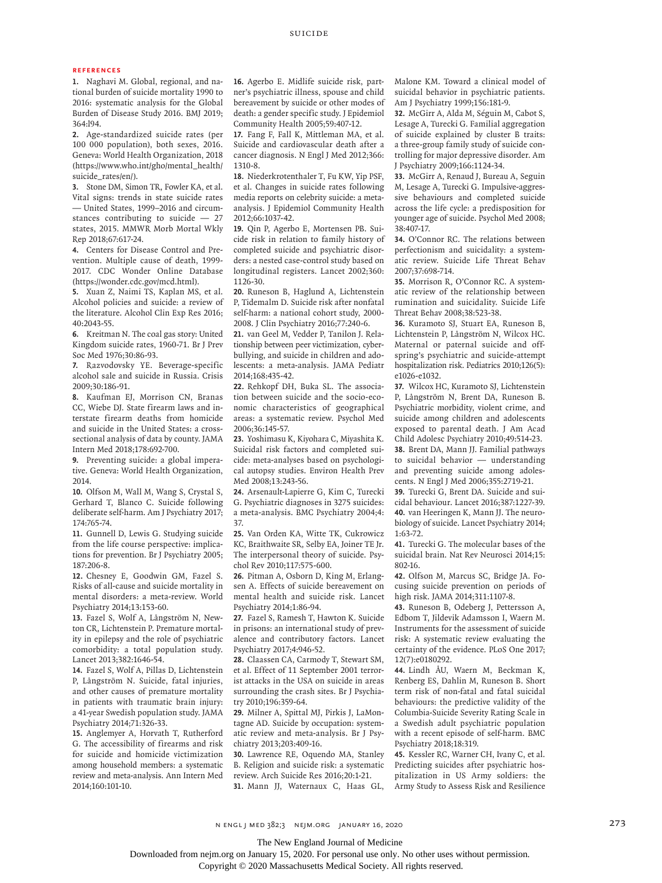## References

1. Naghavi M. Global, regional, and national burden of suicide mortality 1990 to 2016: systematic analysis for the Global Burden of Disease Study 2016. BMJ 2019; 364:l94.

2. Age-standardized suicide rates (per 100 000 population), both sexes, 2016. Geneva: World Health Organization, 2018 (https://www.who.int/gho/mental_health/suicide_rates/en/).

3. Stone DM, Simon TR, Fowler KA, et al. Vital signs: trends in state suicide rates — United States, 1999–2016 and circumstances contributing to suicide — 27 states, 2015. MMWR Morb Mortal Wkly Rep 2018;67:617-24.

4. Centers for Disease Control and Prevention. Multiple cause of death, 1999-2017. CDC Wonder Online Database (https://wonder.cdc.gov/mcd.html).

5. Xuan Z, Naimi TS, Kaplan MS, et al. Alcohol policies and suicide: a review of the literature. Alcohol Clin Exp Res 2016; 40:2043-55.

6. Kreitman N. The coal gas story: United Kingdom suicide rates, 1960-71. Br J Prev Soc Med 1976;30:86-93.

7. Razvodovsky YE. Beverage-specific alcohol sale and suicide in Russia. Crisis 2009;30:186-91.

8. Kaufman EJ, Morrison CN, Branas CC, Wiebe DJ. State firearm laws and interstate firearm deaths from homicide and suicide in the United States: a cross-sectional analysis of data by county. JAMA Intern Med 2018;178:692-700.

9. Preventing suicide: a global imperative. Geneva: World Health Organization, 2014.

10. Olfson M, Wall M, Wang S, Crystal S, Gerhard T, Blanco C. Suicide following deliberate self-harm. Am J Psychiatry 2017; 174:765-74.

11. Gunnell D, Lewis G. Studying suicide from the life course perspective: implications for prevention. Br J Psychiatry 2005; 187:206-8.

12. Chesney E, Goodwin GM, Fazel S. Risks of all-cause and suicide mortality in mental disorders: a meta-review. World Psychiatry 2014;13:153-60.

13. Fazel S, Wolf A, Långström N, Newton CR, Lichtenstein P. Premature mortality in epilepsy and the role of psychiatric comorbidity: a total population study. Lancet 2013;382:1646-54.

14. Fazel S, Wolf A, Pillas D, Lichtenstein P, Långström N. Suicide, fatal injuries, and other causes of premature mortality in patients with traumatic brain injury: a 41-year Swedish population study. JAMA Psychiatry 2014;71:326-33.

15. Anglemyer A, Horvath T, Rutherford G. The accessibility of firearms and risk for suicide and homicide victimization among household members: a systematic review and meta-analysis. Ann Intern Med 2014;160:101-10.

16. Agerbo E. Midlife suicide risk, partner's psychiatric illness, spouse and child bereavement by suicide or other modes of death: a gender specific study. J Epidemiol Community Health 2005;59:407-12.

17. Fang F, Fall K, Mittleman MA, et al. Suicide and cardiovascular death after a cancer diagnosis. N Engl J Med 2012;366: 1310-8.

18. Niederkrotenthaler T, Fu KW, Yip PSF, et al. Changes in suicide rates following media reports on celebrity suicide: a meta-analysis. J Epidemiol Community Health 2012;66:1037-42.

19. Qin P, Agerbo E, Mortensen PB. Suicide risk in relation to family history of completed suicide and psychiatric disorders: a nested case-control study based on longitudinal registers. Lancet 2002;360: 1126-30.

20. Runeson B, Haglund A, Lichtenstein P, Tidemalm D. Suicide risk after nonfatal self-harm: a national cohort study, 2000-2008. J Clin Psychiatry 2016;77:240-6.

21. van Geel M, Vedder P, Tanilon J. Relationship between peer victimization, cyberbullying, and suicide in children and adolescents: a meta-analysis. JAMA Pediatr 2014;168:435-42.

22. Rehkopf DH, Buka SL. The association between suicide and the socio-economic characteristics of geographical areas: a systematic review. Psychol Med 2006;36:145-57.

23. Yoshimasu K, Kiyohara C, Miyashita K. Suicidal risk factors and completed suicide: meta-analyses based on psychological autopsy studies. Environ Health Prev Med 2008;13:243-56.

24. Arsenault-Lapierre G, Kim C, Turecki G. Psychiatric diagnoses in 3275 suicides: a meta-analysis. BMC Psychiatry 2004;4: 37.

25. Van Orden KA, Witte TK, Cukrowicz KC, Braithwaite SR, Selby EA, Joiner TE Jr. The interpersonal theory of suicide. Psychol Rev 2010;117:575-600.

26. Pitman A, Osborn D, King M, Erlangsen A. Effects of suicide bereavement on mental health and suicide risk. Lancet Psychiatry 2014;1:86-94.

27. Fazel S, Ramesh T, Hawton K. Suicide in prisons: an international study of prevalence and contributory factors. Lancet Psychiatry 2017;4:946-52.

28. Claassen CA, Carmody T, Stewart SM, et al. Effect of 11 September 2001 terrorist attacks in the USA on suicide in areas surrounding the crash sites. Br J Psychiatry 2010;196:359-64.

29. Milner A, Spittal MJ, Pirkis J, LaMontagne AD. Suicide by occupation: systematic review and meta-analysis. Br J Psychiatry 2013;203:409-16.

30. Lawrence RE, Oquendo MA, Stanley B. Religion and suicide risk: a systematic review. Arch Suicide Res 2016;20:1-21.

31. Mann JJ, Waternaux C, Haas GL, Malone KM. Toward a clinical model of suicidal behavior in psychiatric patients. Am J Psychiatry 1999;156:181-9.

32. McGirr A, Alda M, Séguin M, Cabot S, Lesage A, Turecki G. Familial aggregation of suicide explained by cluster B traits: a three-group family study of suicide controlling for major depressive disorder. Am J Psychiatry 2009;166:1124-34.

33. McGirr A, Renaud J, Bureau A, Seguin M, Lesage A, Turecki G. Impulsive-aggressive behaviours and completed suicide across the life cycle: a predisposition for younger age of suicide. Psychol Med 2008; 38:407-17.

34. O'Connor RC. The relations between perfectionism and suicidality: a systematic review. Suicide Life Threat Behav 2007;37:698-714.

35. Morrison R, O'Connor RC. A systematic review of the relationship between rumination and suicidality. Suicide Life Threat Behav 2008;38:523-38.

36. Kuramoto SJ, Stuart EA, Runeson B, Lichtenstein P, Långström N, Wilcox HC. Maternal or paternal suicide and offspring's psychiatric and suicide-attempt hospitalization risk. Pediatrics 2010;126(5): e1026-e1032.

37. Wilcox HC, Kuramoto SJ, Lichtenstein P, Långström N, Brent DA, Runeson B. Psychiatric morbidity, violent crime, and suicide among children and adolescents exposed to parental death. J Am Acad Child Adolesc Psychiatry 2010;49:514-23.

38. Brent DA, Mann JJ. Familial pathways to suicidal behavior — understanding and preventing suicide among adolescents. N Engl J Med 2006;355:2719-21.

39. Turecki G, Brent DA. Suicide and suicidal behaviour. Lancet 2016;387:1227-39.

40. van Heeringen K, Mann JJ. The neurobiology of suicide. Lancet Psychiatry 2014; 1:63-72.

41. Turecki G. The molecular bases of the suicidal brain. Nat Rev Neurosci 2014;15: 802-16.

42. Olfson M, Marcus SC, Bridge JA. Focusing suicide prevention on periods of high risk. JAMA 2014;311:1107-8.

43. Runeson B, Odeberg J, Pettersson A, Edbom T, Jildevik Adamsson I, Waern M. Instruments for the assessment of suicide risk: A systematic review evaluating the certainty of the evidence. PLoS One 2017; 12(7):e0180292.

44. Lindh ÅU, Waern M, Beckman K, Renberg ES, Dahlin M, Runeson B. Short term risk of non-fatal and fatal suicidal behaviours: the predictive validity of the Columbia-Suicide Severity Rating Scale in a Swedish adult psychiatric population with a recent episode of self-harm. BMC Psychiatry 2018;18:319.

45. Kessler RC, Warner CH, Ivany C, et al. Predicting suicides after psychiatric hospitalization in US Army soldiers: the Army Study to Assess Risk and Resilience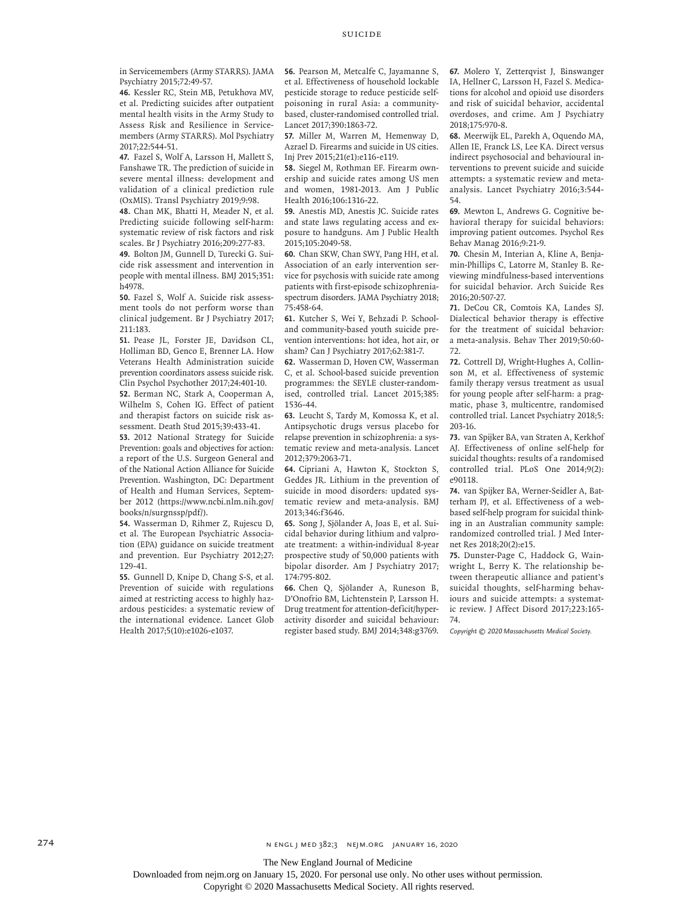in Servicemembers (Army STARRS). JAMA Psychiatry 2015;72:49-57.

**46.** Kessler RC, Stein MB, Petukhova MV, et al. Predicting suicides after outpatient mental health visits in the Army Study to Assess Risk and Resilience in Servicemembers (Army STARRS). Mol Psychiatry 2017;22:544-51.

**47.** Fazel S, Wolf A, Larsson H, Mallett S, Fanshawe TR. The prediction of suicide in severe mental illness: development and validation of a clinical prediction rule (OxMIS). Transl Psychiatry 2019;9:98.

**48.** Chan MK, Bhatti H, Meader N, et al. Predicting suicide following self-harm: systematic review of risk factors and risk scales. Br J Psychiatry 2016;209:277-83.

**49.** Bolton JM, Gunnell D, Turecki G. Suicide risk assessment and intervention in people with mental illness. BMJ 2015;351:h4978.

**50.** Fazel S, Wolf A. Suicide risk assessment tools do not perform worse than clinical judgement. Br J Psychiatry 2017;211:183.

**51.** Pease JL, Forster JE, Davidson CL, Holliman BD, Genco E, Brenner LA. How Veterans Health Administration suicide prevention coordinators assess suicide risk. Clin Psychol Psychother 2017;24:401-10.

**52.** Berman NC, Stark A, Cooperman A, Wilhelm S, Cohen IG. Effect of patient and therapist factors on suicide risk assessment. Death Stud 2015;39:433-41.

**53.** 2012 National Strategy for Suicide Prevention: goals and objectives for action: a report of the U.S. Surgeon General and of the National Action Alliance for Suicide Prevention. Washington, DC: Department of Health and Human Services, September 2012 (https://www.ncbi.nlm.nih.gov/books/n/surgnssp/pdf/).

**54.** Wasserman D, Rihmer Z, Rujescu D, et al. The European Psychiatric Association (EPA) guidance on suicide treatment and prevention. Eur Psychiatry 2012;27:129-41.

**55.** Gunnell D, Knipe D, Chang S-S, et al. Prevention of suicide with regulations aimed at restricting access to highly hazardous pesticides: a systematic review of the international evidence. Lancet Glob Health 2017;5(10):e1026-e1037.

**56.** Pearson M, Metcalfe C, Jayamanne S, et al. Effectiveness of household lockable pesticide storage to reduce pesticide self-poisoning in rural Asia: a community-based, cluster-randomised controlled trial. Lancet 2017;390:1863-72.

**57.** Miller M, Warren M, Hemenway D, Azrael D. Firearms and suicide in US cities. Inj Prev 2015;21(e1):e116-e119.

**58.** Siegel M, Rothman EF. Firearm ownership and suicide rates among US men and women, 1981-2013. Am J Public Health 2016;106:1316-22.

**59.** Anestis MD, Anestis JC. Suicide rates and state laws regulating access and exposure to handguns. Am J Public Health 2015;105:2049-58.

**60.** Chan SKW, Chan SWY, Pang HH, et al. Association of an early intervention service for psychosis with suicide rate among patients with first-episode schizophrenia-spectrum disorders. JAMA Psychiatry 2018;75:458-64.

**61.** Kutcher S, Wei Y, Behzadi P. School- and community-based youth suicide prevention interventions: hot idea, hot air, or sham? Can J Psychiatry 2017;62:381-7.

**62.** Wasserman D, Hoven CW, Wasserman C, et al. School-based suicide prevention programmes: the SEYLE cluster-randomised, controlled trial. Lancet 2015;385:1536-44.

**63.** Leucht S, Tardy M, Komossa K, et al. Antipsychotic drugs versus placebo for relapse prevention in schizophrenia: a systematic review and meta-analysis. Lancet 2012;379:2063-71.

**64.** Cipriani A, Hawton K, Stockton S, Geddes JR. Lithium in the prevention of suicide in mood disorders: updated systematic review and meta-analysis. BMJ 2013;346:f3646.

**65.** Song J, Sjölander A, Joas E, et al. Suicidal behavior during lithium and valproate treatment: a within-individual 8-year prospective study of 50,000 patients with bipolar disorder. Am J Psychiatry 2017;174:795-802.

**66.** Chen Q, Sjölander A, Runeson B, D'Onofrio BM, Lichtenstein P, Larsson H. Drug treatment for attention-deficit/hyperactivity disorder and suicidal behaviour: register based study. BMJ 2014;348:g3769.

**67.** Molero Y, Zetterqvist J, Binswanger IA, Hellner C, Larsson H, Fazel S. Medications for alcohol and opioid use disorders and risk of suicidal behavior, accidental overdoses, and crime. Am J Psychiatry 2018;175:970-8.

**68.** Meerwijk EL, Parekh A, Oquendo MA, Allen IE, Franck LS, Lee KA. Direct versus indirect psychosocial and behavioural interventions to prevent suicide and suicide attempts: a systematic review and meta-analysis. Lancet Psychiatry 2016;3:544-54.

**69.** Mewton L, Andrews G. Cognitive behavioral therapy for suicidal behaviors: improving patient outcomes. Psychol Res Behav Manag 2016;9:21-9.

**70.** Chesin M, Interian A, Kline A, Benjamin-Phillips C, Latorre M, Stanley B. Reviewing mindfulness-based interventions for suicidal behavior. Arch Suicide Res 2016;20:507-27.

**71.** DeCou CR, Comtois KA, Landes SJ. Dialectical behavior therapy is effective for the treatment of suicidal behavior: a meta-analysis. Behav Ther 2019;50:60-72.

**72.** Cottrell DJ, Wright-Hughes A, Collinson M, et al. Effectiveness of systemic family therapy versus treatment as usual for young people after self-harm: a pragmatic, phase 3, multicentre, randomised controlled trial. Lancet Psychiatry 2018;5:203-16.

**73.** van Spijker BA, van Straten A, Kerkhof AJ. Effectiveness of online self-help for suicidal thoughts: results of a randomised controlled trial. PLoS One 2014;9(2):e90118.

**74.** van Spijker BA, Werner-Seidler A, Batterham PJ, et al. Effectiveness of a web-based self-help program for suicidal thinking in an Australian community sample: randomized controlled trial. J Med Internet Res 2018;20(2):e15.

**75.** Dunster-Page C, Haddock G, Wainwright L, Berry K. The relationship between therapeutic alliance and patient's suicidal thoughts, self-harming behaviours and suicide attempts: a systematic review. J Affect Disord 2017;223:165-74.

*Copyright © 2020 Massachusetts Medical Society.*